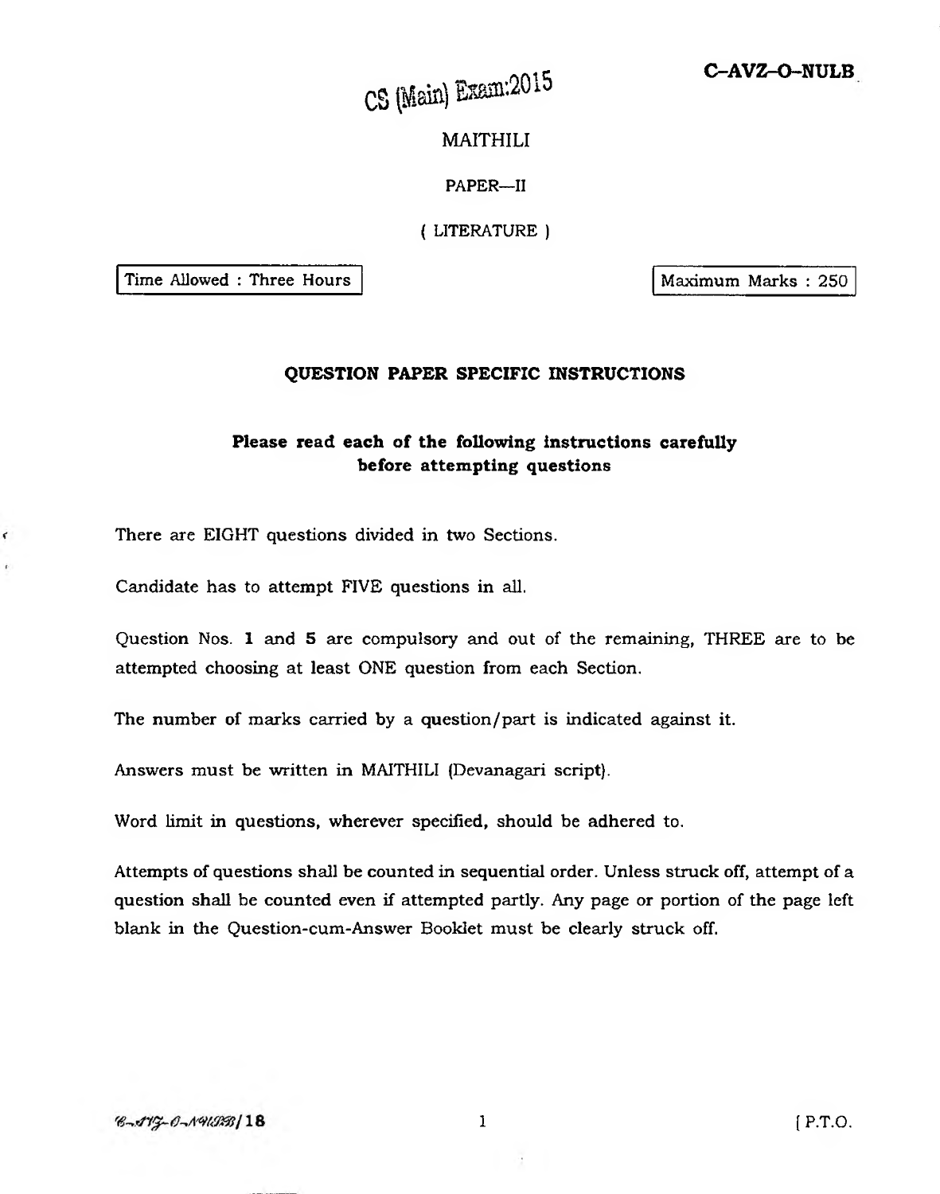C-AVZ-O-NULB

CS (Main) Exam:2015

# MAITHILI

## PAPER—II

## ( LITERATURE )

Time Allowed : Three Hours

Maximum Marks : 250

### QUESTION PAPER SPECIFIC INSTRUCTIONS

**Please read each of the following instructions carefully before attempting questions**

There are EIGHT questions divided in two Sections.

Candidate has to attempt FIVE questions in all.

Question Nos. **1** and **5** are compulsory and out of the remaining, THREE are to be attempted choosing at least ONE question from each Section.

The number of marks carried by a question/part is indicated against it.

Answers must be written in MAITHILI (Devanagari script).

Word limit in questions, wherever specified, should be adhered to.

Attempts of questions shall be counted in sequential order. Unless struck off, attempt of a question shall be counted even if attempted partly. Any page or portion of the page left blank in the Question-cum-Answer Booklet must be clearly struck off.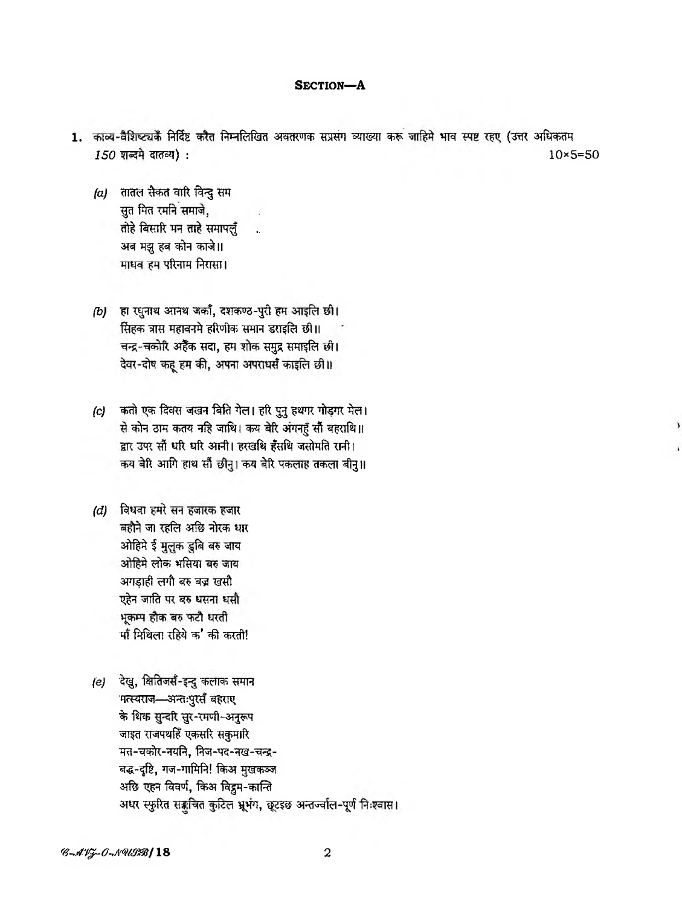## SECTION—A

1. काव्य-वैशिष्ट्यकेँ निर्दिष्ट करैत निम्नलिखित अवतरणक सप्रसंग व्याख्या करू जाहिमे भाव स्पष्ट रहए (उत्तर अधिकतम 150 शब्दमे दातव्य) : 10×5=50

(a) तातल सैकत वारि विन्दु सम
सुत मित रमनि समाजे,
तोहे बिसारि मन ताहे समापलुँ
अब मझु हब कोन काजे॥
माधव हम परिनाम निरासा।

(b) हा रघुनाथ आनथ जकाँ, दशकण्ठ-पुरी हम आइलि छी।
सिंहक त्रास महावनमे हरिणीक समान डराइलि छी॥
चन्द्र-चकोरि अहँक सदा, हम शोक समुद्र समाइलि छी।
देवर-दोष कहू हम की, अपना अपराधसँ काइलि छी॥

(c) कतो एक दिवस जखन बिति गेल। हरि पुनु हथगर गोड़गर भेल।
से कोन ठाम कतय नहि जाथि। कय बेरि अंगनहुँ सौँ बहराथि॥
द्वार उपर सौँ धरि धरि आनी। हरखथि हँसथि जसोमति रानी।
कय बेरि आगि हाथ सौँ छीनु। कय बेरि पकलाह तकला बीनु॥

(d) विधवा हमरे सन हजारक हजार
बहौने जा रहलि अछि नोरक धार
ओहिमे ई मुलुक डुबि बरु जाय
ओहिमे लोक भसिया बरु जाय
अगड़ाही लगौ बरु वज्र खसौ
एहेन जाति पर बरु धसना धसौ
भूकम्प हौक बरु फटौ धरती
माँ मिथिला रहिये क' की करती!

(e) देखु, क्षितिजसँ-इन्दु कलाक समान
मत्स्यराज—अन्तःपुरसँ बहराए
के थिक सुन्दरि सुर-रमणी-अनुरूप
जाइत राजपथहिँ एकसरि सकुमारि
मत्त-चकोर-नयनि, निज-पद-नख-चन्द्र-
बद्ध-दृष्टि, गज-गामिनि! किअ मुखकञ्ज
अछि एहन विवर्ण, किअ विद्रुम-कान्ति
अधर स्फुरित सङ्कुचित कुटिल भ्रूभंग, छूटइछ अन्तर्ज्वाल-पूर्ण निःश्वास।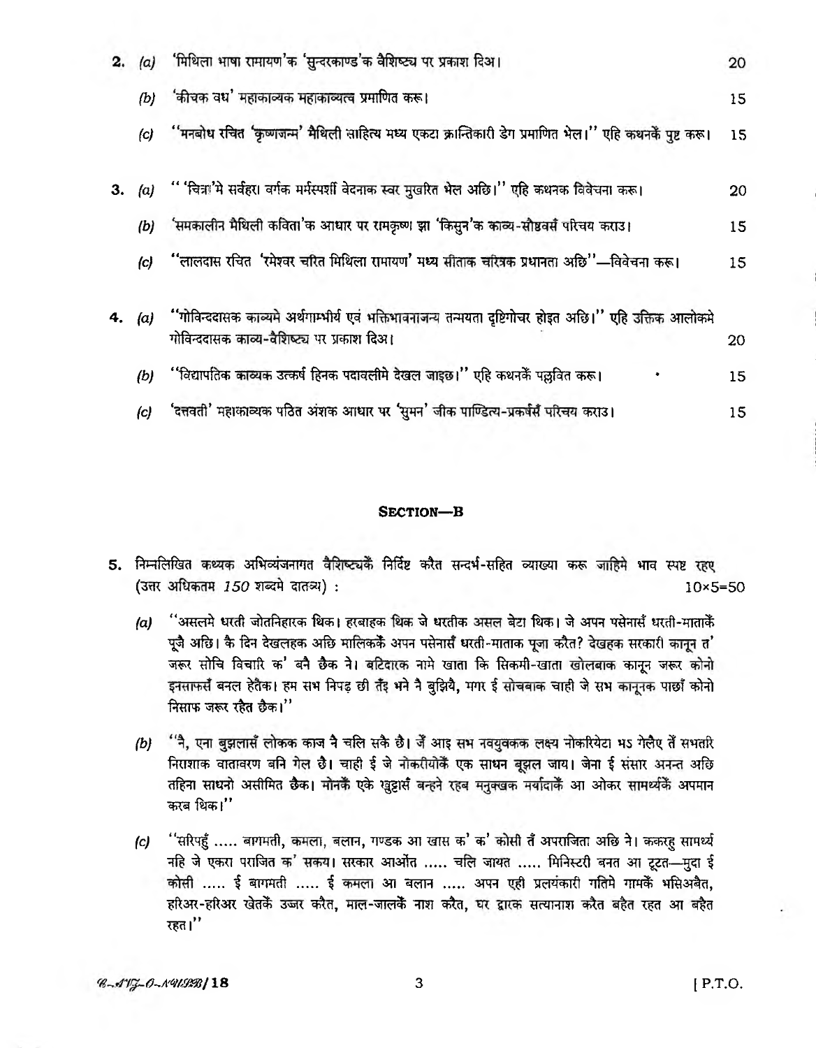2. (a) 'मिथिला भाषा रामायण'क 'सुन्दरकाण्ड'क वैशिष्ट्य पर प्रकाश दिअ। 20

(b) 'कीचक वध' महाकाव्यक महाकाव्यत्व प्रमाणित करू। 15

(c) "मनबोध रचित 'कृष्णजन्म' मैथिली साहित्य मध्य एकटा क्रान्तिकारी डेग प्रमाणित भेल।" एहि कथनकेँ पुष्ट करू। 15

3. (a) " 'चित्रा'मे सर्वहरा वर्गक मर्मस्पर्शी वेदनाक स्वर मुखरित भेल अछि।" एहि कथनक विवेचना करू। 20

(b) 'समकालीन मैथिली कविता'क आधार पर रामकृष्ण झा 'किसुन'क काव्य-सौष्ठवसँ परिचय कराउ। 15

(c) "लालदास रचित 'रमेश्वर चरित मिथिला रामायण' मध्य सीताक चरित्रक प्रधानता अछि"—विवेचना करू। 15

4. (a) "गोविन्ददासक काव्यमे अर्थगाम्भीर्य एवं भक्तिभावनाजन्य तन्मयता दृष्टिगोचर होइत अछि।" एहि उक्तिक आलोकमे गोविन्ददासक काव्य-वैशिष्ट्य पर प्रकाश दिअ। 20

(b) "विद्यापतिक काव्यक उत्कर्ष हिनक पदावलीमे देखल जाइछ।" एहि कथनकेँ पल्लवित करू। 15

(c) 'दत्तवती' महाकाव्यक पठित अंशक आधार पर 'सुमन' जीक पाण्डित्य-प्रकर्षसँ परिचय कराउ। 15

## SECTION—B

5. निम्नलिखित कथ्यक अभिव्यंजनागत वैशिष्ट्यकेँ निर्दिष्ट करैत सन्दर्भ-सहित व्याख्या करू जाहिमे भाव स्पष्ट रहए (उत्तर अधिकतम *150* शब्दमे दातव्य) : 10×5=50

(a) "असलमे धरती जोतनिहारक थिक। हरबाहक थिक जे धरतीक असल बेटा थिक। जे अपन पसेनासँ धरती-माताकेँ पूजै अछि। कै दिन देखलहक अछि मालिककेँ अपन पसेनासँ धरती-माताक पूजा करैत? देखहक सरकारी कानून त' जरूर सोचि विचारि क' बनै छैक ने। बटिदारक नामे खाता कि सिकमी-खाता खोलबाक कानून जरूर कोनो इनसाफसँ बनल हेतैक। हम सभ निपढ़ छी तँइ भने नै बुझियै, मगर ई सोचबाक चाही जे सभ कानूनक पाछाँ कोनो निसाफ जरूर रहैत छैक।"

(b) "नै, एना बुझलासँ लोकक काज नै चलि सकै छै। जँ आइ सभ नवयुवकक लक्ष्य नोकरियेटा भऽ गेलैए तँ सभतरि निराशाक वातावरण बनि गेल छै। चाही ई जे नोकरीयोकेँ एक साधन बूझल जाय। जेना ई संसार अनन्त अछि तहिना साधनो असीमित छैक। मोनकेँ एके खुट्टासँ बन्हने रहब मनुक्खक मर्यादाकेँ आ ओकर सामर्थ्यकेँ अपमान करब थिक।"

(c) "सरिपहुँ ..... बागमती, कमला, बलान, गण्डक आ खास क' क' कोसी तँ अपराजिता अछि ने। ककरहु सामर्थ्य नहि जे एकरा पराजित क' सकय। सरकार आओत ..... चलि जायत ..... मिनिस्टरी बनत आ टूटत—मुदा ई कोसी ..... ई बागमती ..... ई कमला आ बलान ..... अपन एही प्रलयंकारी गतिमे गामकेँ भसिअबैत, हरिअर-हरिअर खेतकेँ उज्जर करैत, माल-जालकेँ नाश करैत, घर द्वारक सत्यानाश करैत बहैत रहत आ बहैत रहत।"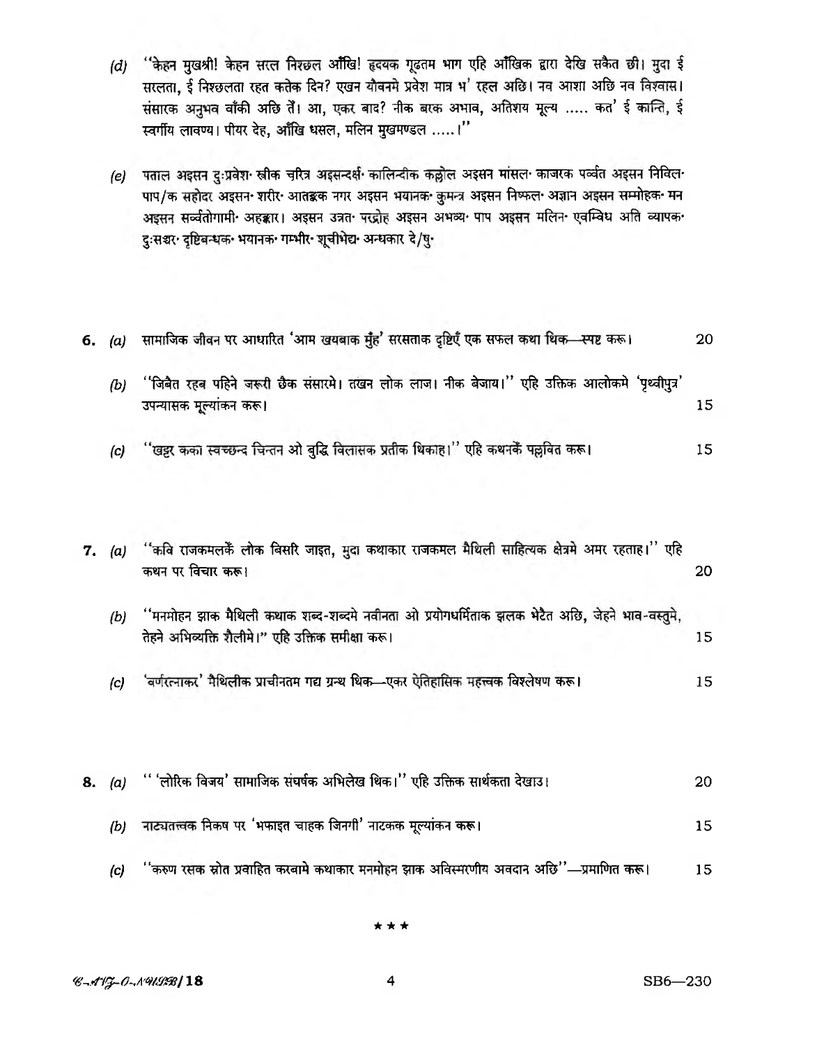(d) "केहन मुखश्री! केहन सरल निश्छल आँखि! हृदयक गूढतम भाग एहि आँखिक द्वारा देखि सकैत छी। मुदा ई सरलता, ई निश्छलता रहत कतेक दिन? एखन यौवनमे प्रवेश मात्र भ' रहल अछि। नव आशा अछि नव विश्वास। संसारक अनुभव बाँकी अछि तेँ। आ, एकर बाद? नीक बरक अभाव, अतिशय मूल्य ..... कत' ई कान्ति, ई स्वर्गीय लावण्य। पीयर देह, आँखि धसल, मलिन मुखमण्डल .....।"

(e) पताल अइसन दुःप्रवेश· स्त्रीक चरित्र अइसन्दर्क्ष· कालिन्दीक कल्लोल अइसन मांसल· काजरक पर्व्वत अइसन निविल· पाप/क सहोदर अइसन· शरीर· आतङ्कक नगर अइसन भयानक· कुमन्त्र अइसन निष्फल· अज्ञान अइसन सम्मोहक· मन अइसन सर्व्वतोगामी· अहङ्कार। अइसन उन्नत· परद्रोह अइसन अभव्य· पाप अइसन मलिन· एवम्विध अति व्यापक· दुःसञ्चर· दृष्टिबन्धक· भयानक· गम्भीर· शूचीभेद्य· अन्धकार दे/षु·

6. (a) सामाजिक जीवन पर आधारित 'आम खयबाक मुँह' सरसताक दृष्टिएँ एक सफल कथा थिक—स्पष्ट करू। 20

(b) "जिबैत रहब पहिने जरूरी छैक संसारमे। तखन लोक लाज। नीक बेजाय।" एहि उक्तिक आलोकमे 'पृथ्वीपुत्र' उपन्यासक मूल्यांकन करू। 15

(c) "खट्टर कका स्वच्छन्द चिन्तन ओ बुद्धि विलासक प्रतीक थिकाह।" एहि कथनकेँ पल्लवित करू। 15

7. (a) "कवि राजकमलकेँ लोक बिसरि जाइत, मुदा कथाकार राजकमल मैथिली साहित्यक क्षेत्रमे अमर रहताह।" एहि कथन पर विचार करू। 20

(b) "मनमोहन झाक मैथिली कथाक शब्द-शब्दमे नवीनता ओ प्रयोगधर्मिताक झलक भेटैत अछि, जेहने भाव-वस्तुमे, तेहने अभिव्यक्ति शैलीमे।" एहि उक्तिक समीक्षा करू। 15

(c) 'वर्णरत्नाकर' मैथिलीक प्राचीनतम गद्य ग्रन्थ थिक—एकर ऐतिहासिक महत्त्वक विश्लेषण करू। 15

8. (a) "'लोरिक विजय' सामाजिक संघर्षक अभिलेख थिक।" एहि उक्तिक सार्थकता देखाउ। 20

(b) नाट्यतत्त्वक निकष पर 'भफाइत चाहक जिनगी' नाटकक मूल्यांकन करू। 15

(c) "करुण रसक स्रोत प्रवाहित करबामे कथाकार मनमोहन झाक अविस्मरणीय अवदान अछि"—प्रमाणित करू। 15

★ ★ ★